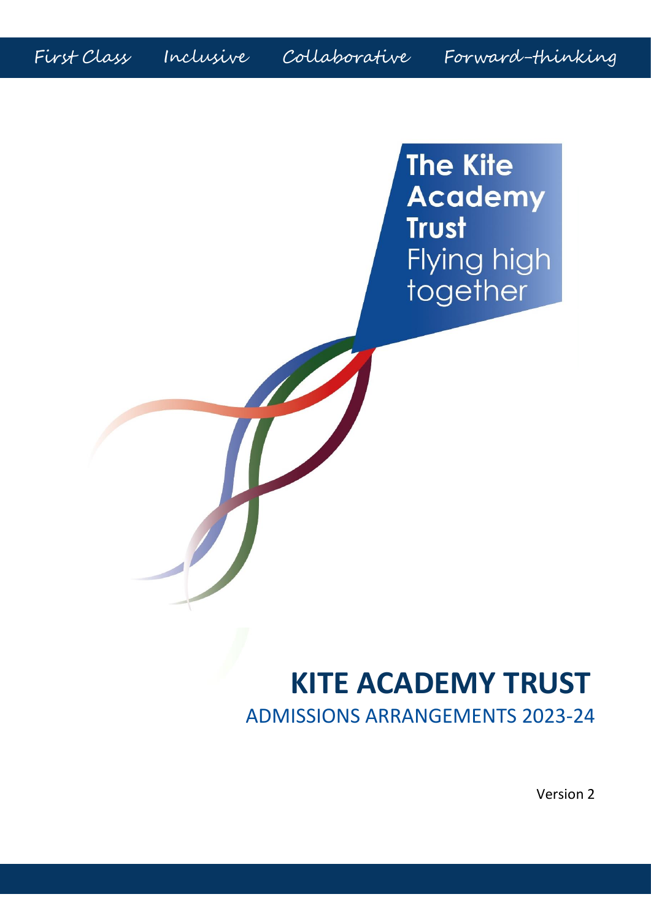First Class Inclusive Collaborative Forward-thinking

**The Kite Academy Trust**
Flying high together

# KITE ACADEMY TRUST

## ADMISSIONS ARRANGEMENTS 2023-24

Version 2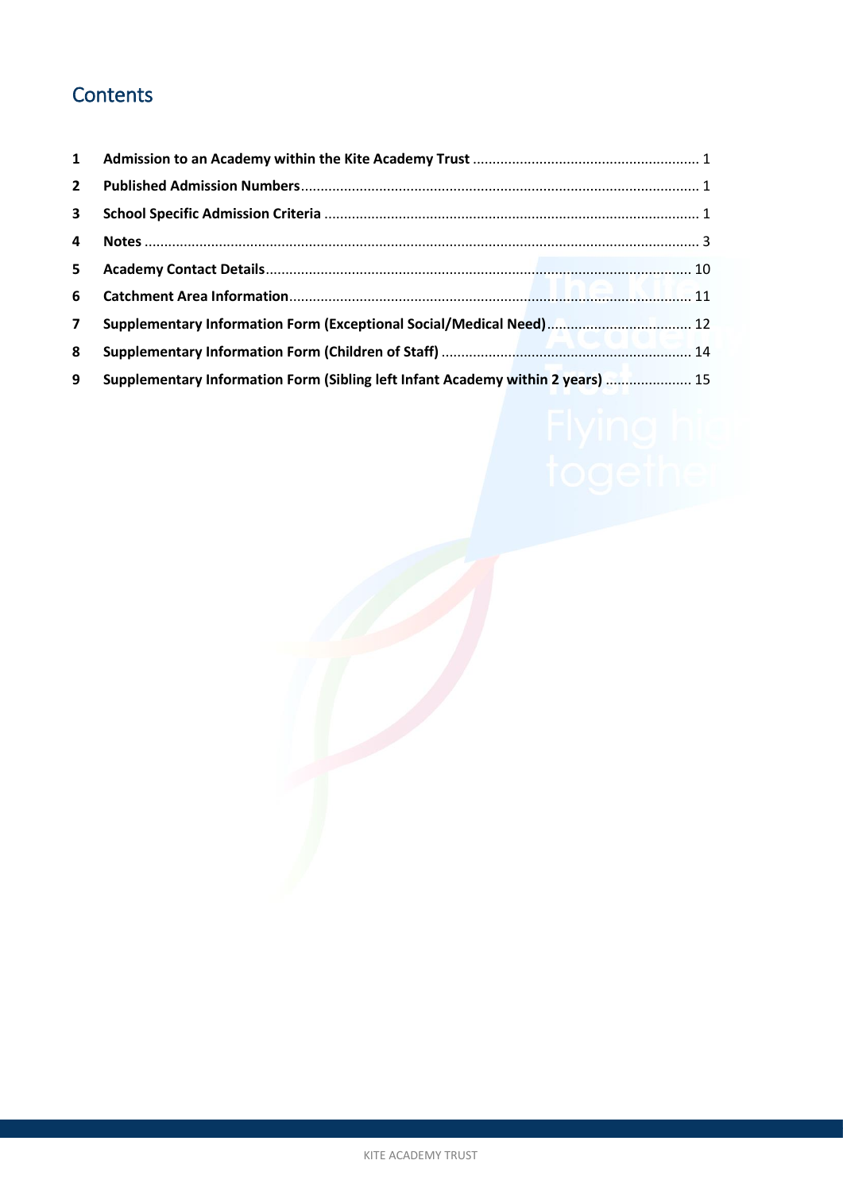# Contents

| | | |
|---|---|---|
| 1 | Admission to an Academy within the Kite Academy Trust | 1 |
| 2 | Published Admission Numbers | 1 |
| 3 | School Specific Admission Criteria | 1 |
| 4 | Notes | 3 |
| 5 | Academy Contact Details | 10 |
| 6 | Catchment Area Information | 11 |
| 7 | Supplementary Information Form (Exceptional Social/Medical Need) | 12 |
| 8 | Supplementary Information Form (Children of Staff) | 14 |
| 9 | Supplementary Information Form (Sibling left Infant Academy within 2 years) | 15 |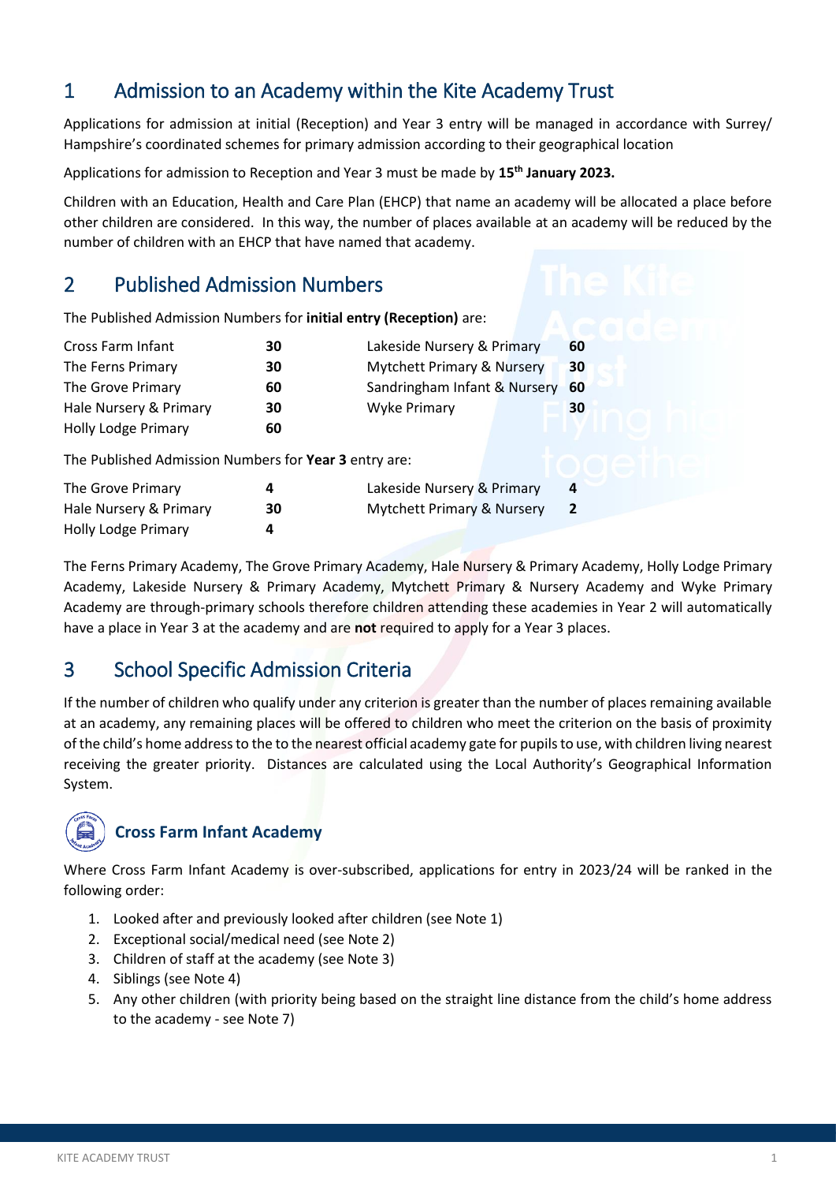# 1 Admission to an Academy within the Kite Academy Trust

Applications for admission at initial (Reception) and Year 3 entry will be managed in accordance with Surrey/ Hampshire's coordinated schemes for primary admission according to their geographical location

Applications for admission to Reception and Year 3 must be made by **15th January 2023.**

Children with an Education, Health and Care Plan (EHCP) that name an academy will be allocated a place before other children are considered. In this way, the number of places available at an academy will be reduced by the number of children with an EHCP that have named that academy.

# 2 Published Admission Numbers

The Published Admission Numbers for **initial entry (Reception)** are:

| | | | |
|---|---|---|---|
| Cross Farm Infant | **30** | Lakeside Nursery & Primary | **60** |
| The Ferns Primary | **30** | Mytchett Primary & Nursery | **30** |
| The Grove Primary | **60** | Sandringham Infant & Nursery | **60** |
| Hale Nursery & Primary | **30** | Wyke Primary | **30** |
| Holly Lodge Primary | **60** | | |

The Published Admission Numbers for **Year 3** entry are:

| | | | |
|---|---|---|---|
| The Grove Primary | **4** | Lakeside Nursery & Primary | **4** |
| Hale Nursery & Primary | **30** | Mytchett Primary & Nursery | **2** |
| Holly Lodge Primary | **4** | | |

The Ferns Primary Academy, The Grove Primary Academy, Hale Nursery & Primary Academy, Holly Lodge Primary Academy, Lakeside Nursery & Primary Academy, Mytchett Primary & Nursery Academy and Wyke Primary Academy are through-primary schools therefore children attending these academies in Year 2 will automatically have a place in Year 3 at the academy and are **not** required to apply for a Year 3 places.

# 3 School Specific Admission Criteria

If the number of children who qualify under any criterion is greater than the number of places remaining available at an academy, any remaining places will be offered to children who meet the criterion on the basis of proximity of the child's home address to the to the nearest official academy gate for pupils to use, with children living nearest receiving the greater priority. Distances are calculated using the Local Authority's Geographical Information System.

### Cross Farm Infant Academy

Where Cross Farm Infant Academy is over-subscribed, applications for entry in 2023/24 will be ranked in the following order:

1. Looked after and previously looked after children (see Note 1)
2. Exceptional social/medical need (see Note 2)
3. Children of staff at the academy (see Note 3)
4. Siblings (see Note 4)
5. Any other children (with priority being based on the straight line distance from the child's home address to the academy - see Note 7)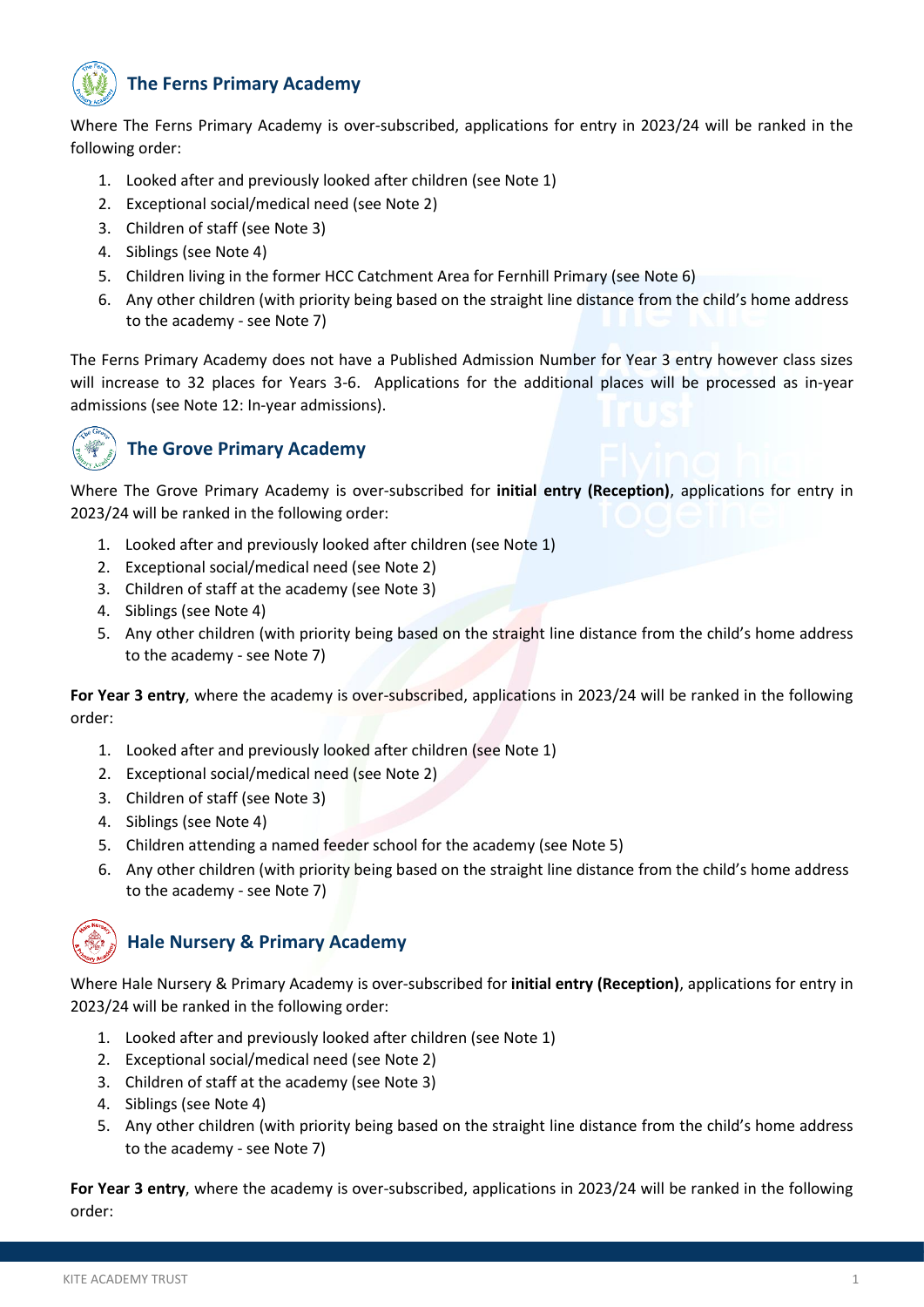## The Ferns Primary Academy

Where The Ferns Primary Academy is over-subscribed, applications for entry in 2023/24 will be ranked in the following order:

1. Looked after and previously looked after children (see Note 1)
2. Exceptional social/medical need (see Note 2)
3. Children of staff (see Note 3)
4. Siblings (see Note 4)
5. Children living in the former HCC Catchment Area for Fernhill Primary (see Note 6)
6. Any other children (with priority being based on the straight line distance from the child's home address to the academy - see Note 7)

The Ferns Primary Academy does not have a Published Admission Number for Year 3 entry however class sizes will increase to 32 places for Years 3-6. Applications for the additional places will be processed as in-year admissions (see Note 12: In-year admissions).

## The Grove Primary Academy

Where The Grove Primary Academy is over-subscribed for **initial entry (Reception)**, applications for entry in 2023/24 will be ranked in the following order:

1. Looked after and previously looked after children (see Note 1)
2. Exceptional social/medical need (see Note 2)
3. Children of staff at the academy (see Note 3)
4. Siblings (see Note 4)
5. Any other children (with priority being based on the straight line distance from the child's home address to the academy - see Note 7)

**For Year 3 entry**, where the academy is over-subscribed, applications in 2023/24 will be ranked in the following order:

1. Looked after and previously looked after children (see Note 1)
2. Exceptional social/medical need (see Note 2)
3. Children of staff (see Note 3)
4. Siblings (see Note 4)
5. Children attending a named feeder school for the academy (see Note 5)
6. Any other children (with priority being based on the straight line distance from the child's home address to the academy - see Note 7)

## Hale Nursery & Primary Academy

Where Hale Nursery & Primary Academy is over-subscribed for **initial entry (Reception)**, applications for entry in 2023/24 will be ranked in the following order:

1. Looked after and previously looked after children (see Note 1)
2. Exceptional social/medical need (see Note 2)
3. Children of staff at the academy (see Note 3)
4. Siblings (see Note 4)
5. Any other children (with priority being based on the straight line distance from the child's home address to the academy - see Note 7)

**For Year 3 entry**, where the academy is over-subscribed, applications in 2023/24 will be ranked in the following order: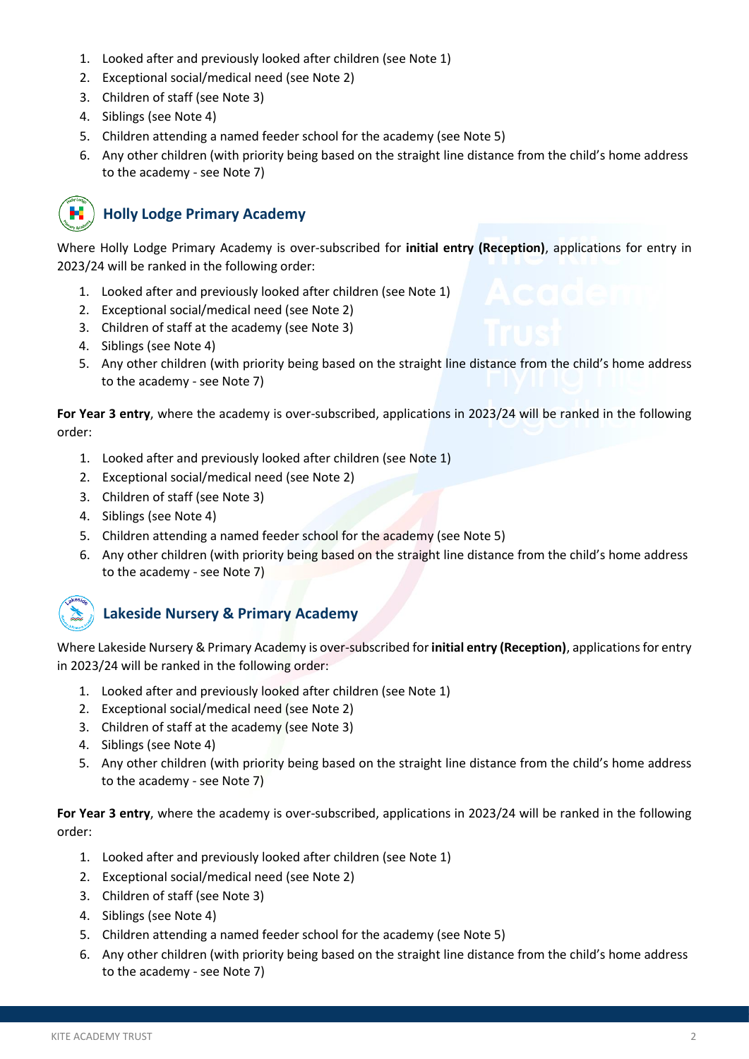1. Looked after and previously looked after children (see Note 1)
2. Exceptional social/medical need (see Note 2)
3. Children of staff (see Note 3)
4. Siblings (see Note 4)
5. Children attending a named feeder school for the academy (see Note 5)
6. Any other children (with priority being based on the straight line distance from the child's home address to the academy - see Note 7)

## Holly Lodge Primary Academy

Where Holly Lodge Primary Academy is over-subscribed for **initial entry (Reception)**, applications for entry in 2023/24 will be ranked in the following order:

1. Looked after and previously looked after children (see Note 1)
2. Exceptional social/medical need (see Note 2)
3. Children of staff at the academy (see Note 3)
4. Siblings (see Note 4)
5. Any other children (with priority being based on the straight line distance from the child's home address to the academy - see Note 7)

**For Year 3 entry**, where the academy is over-subscribed, applications in 2023/24 will be ranked in the following order:

1. Looked after and previously looked after children (see Note 1)
2. Exceptional social/medical need (see Note 2)
3. Children of staff (see Note 3)
4. Siblings (see Note 4)
5. Children attending a named feeder school for the academy (see Note 5)
6. Any other children (with priority being based on the straight line distance from the child's home address to the academy - see Note 7)

## Lakeside Nursery & Primary Academy

Where Lakeside Nursery & Primary Academy is over-subscribed for **initial entry (Reception)**, applications for entry in 2023/24 will be ranked in the following order:

1. Looked after and previously looked after children (see Note 1)
2. Exceptional social/medical need (see Note 2)
3. Children of staff at the academy (see Note 3)
4. Siblings (see Note 4)
5. Any other children (with priority being based on the straight line distance from the child's home address to the academy - see Note 7)

**For Year 3 entry**, where the academy is over-subscribed, applications in 2023/24 will be ranked in the following order:

1. Looked after and previously looked after children (see Note 1)
2. Exceptional social/medical need (see Note 2)
3. Children of staff (see Note 3)
4. Siblings (see Note 4)
5. Children attending a named feeder school for the academy (see Note 5)
6. Any other children (with priority being based on the straight line distance from the child's home address to the academy - see Note 7)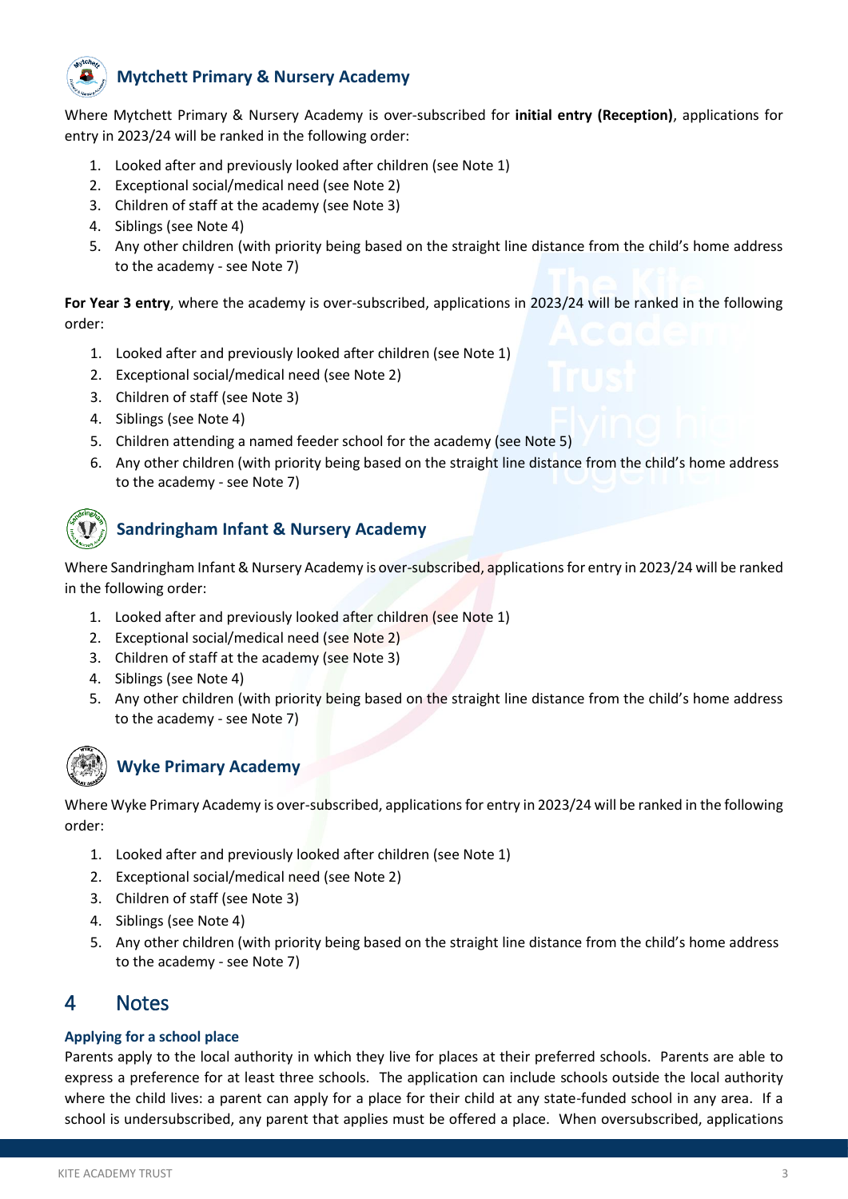### Mytchett Primary & Nursery Academy

Where Mytchett Primary & Nursery Academy is over-subscribed for **initial entry (Reception)**, applications for entry in 2023/24 will be ranked in the following order:

1. Looked after and previously looked after children (see Note 1)
2. Exceptional social/medical need (see Note 2)
3. Children of staff at the academy (see Note 3)
4. Siblings (see Note 4)
5. Any other children (with priority being based on the straight line distance from the child's home address to the academy - see Note 7)

**For Year 3 entry**, where the academy is over-subscribed, applications in 2023/24 will be ranked in the following order:

1. Looked after and previously looked after children (see Note 1)
2. Exceptional social/medical need (see Note 2)
3. Children of staff (see Note 3)
4. Siblings (see Note 4)
5. Children attending a named feeder school for the academy (see Note 5)
6. Any other children (with priority being based on the straight line distance from the child's home address to the academy - see Note 7)

### Sandringham Infant & Nursery Academy

Where Sandringham Infant & Nursery Academy is over-subscribed, applications for entry in 2023/24 will be ranked in the following order:

1. Looked after and previously looked after children (see Note 1)
2. Exceptional social/medical need (see Note 2)
3. Children of staff at the academy (see Note 3)
4. Siblings (see Note 4)
5. Any other children (with priority being based on the straight line distance from the child's home address to the academy - see Note 7)

### Wyke Primary Academy

Where Wyke Primary Academy is over-subscribed, applications for entry in 2023/24 will be ranked in the following order:

1. Looked after and previously looked after children (see Note 1)
2. Exceptional social/medical need (see Note 2)
3. Children of staff (see Note 3)
4. Siblings (see Note 4)
5. Any other children (with priority being based on the straight line distance from the child's home address to the academy - see Note 7)

## 4 Notes

### Applying for a school place

Parents apply to the local authority in which they live for places at their preferred schools. Parents are able to express a preference for at least three schools. The application can include schools outside the local authority where the child lives: a parent can apply for a place for their child at any state-funded school in any area. If a school is undersubscribed, any parent that applies must be offered a place. When oversubscribed, applications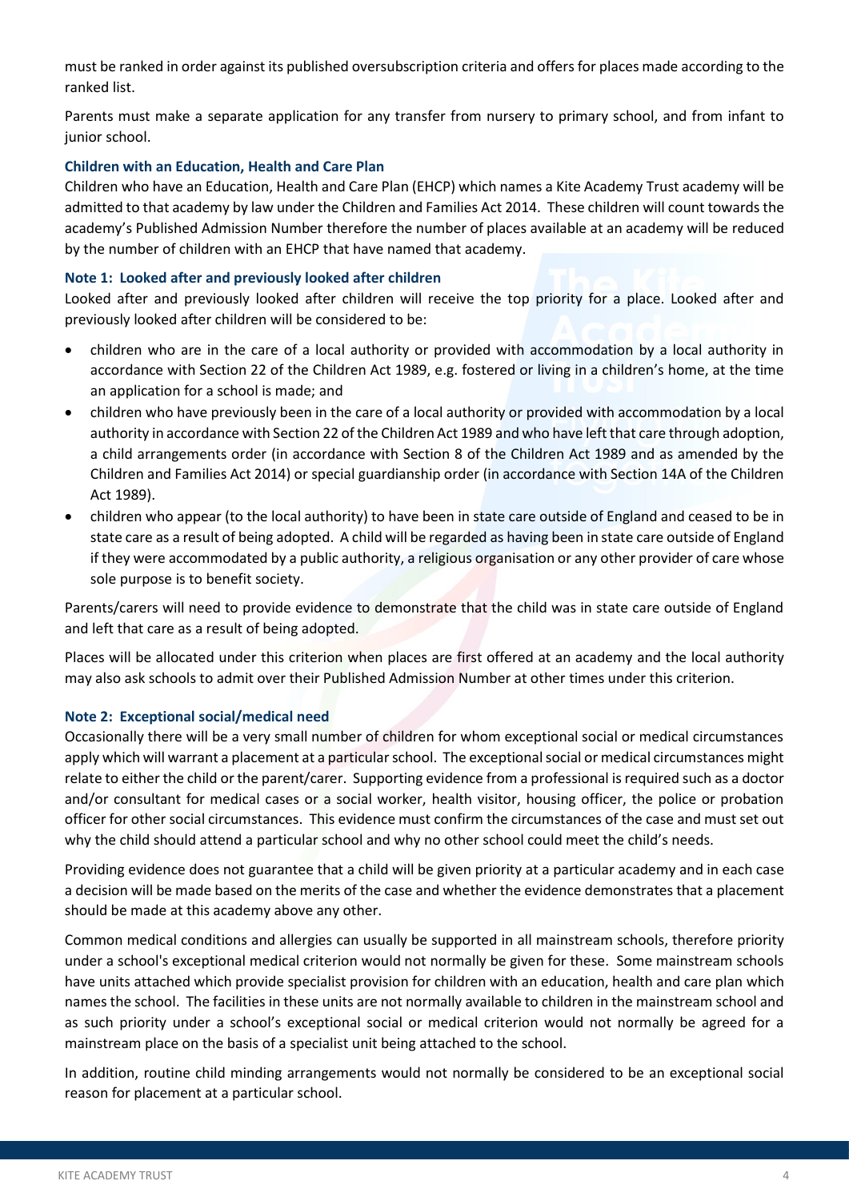must be ranked in order against its published oversubscription criteria and offers for places made according to the ranked list.

Parents must make a separate application for any transfer from nursery to primary school, and from infant to junior school.

#### Children with an Education, Health and Care Plan

Children who have an Education, Health and Care Plan (EHCP) which names a Kite Academy Trust academy will be admitted to that academy by law under the Children and Families Act 2014. These children will count towards the academy's Published Admission Number therefore the number of places available at an academy will be reduced by the number of children with an EHCP that have named that academy.

#### Note 1: Looked after and previously looked after children

Looked after and previously looked after children will receive the top priority for a place. Looked after and previously looked after children will be considered to be:

- children who are in the care of a local authority or provided with accommodation by a local authority in accordance with Section 22 of the Children Act 1989, e.g. fostered or living in a children's home, at the time an application for a school is made; and
- children who have previously been in the care of a local authority or provided with accommodation by a local authority in accordance with Section 22 of the Children Act 1989 and who have left that care through adoption, a child arrangements order (in accordance with Section 8 of the Children Act 1989 and as amended by the Children and Families Act 2014) or special guardianship order (in accordance with Section 14A of the Children Act 1989).
- children who appear (to the local authority) to have been in state care outside of England and ceased to be in state care as a result of being adopted. A child will be regarded as having been in state care outside of England if they were accommodated by a public authority, a religious organisation or any other provider of care whose sole purpose is to benefit society.

Parents/carers will need to provide evidence to demonstrate that the child was in state care outside of England and left that care as a result of being adopted.

Places will be allocated under this criterion when places are first offered at an academy and the local authority may also ask schools to admit over their Published Admission Number at other times under this criterion.

#### Note 2: Exceptional social/medical need

Occasionally there will be a very small number of children for whom exceptional social or medical circumstances apply which will warrant a placement at a particular school. The exceptional social or medical circumstances might relate to either the child or the parent/carer. Supporting evidence from a professional is required such as a doctor and/or consultant for medical cases or a social worker, health visitor, housing officer, the police or probation officer for other social circumstances. This evidence must confirm the circumstances of the case and must set out why the child should attend a particular school and why no other school could meet the child's needs.

Providing evidence does not guarantee that a child will be given priority at a particular academy and in each case a decision will be made based on the merits of the case and whether the evidence demonstrates that a placement should be made at this academy above any other.

Common medical conditions and allergies can usually be supported in all mainstream schools, therefore priority under a school's exceptional medical criterion would not normally be given for these. Some mainstream schools have units attached which provide specialist provision for children with an education, health and care plan which names the school. The facilities in these units are not normally available to children in the mainstream school and as such priority under a school's exceptional social or medical criterion would not normally be agreed for a mainstream place on the basis of a specialist unit being attached to the school.

In addition, routine child minding arrangements would not normally be considered to be an exceptional social reason for placement at a particular school.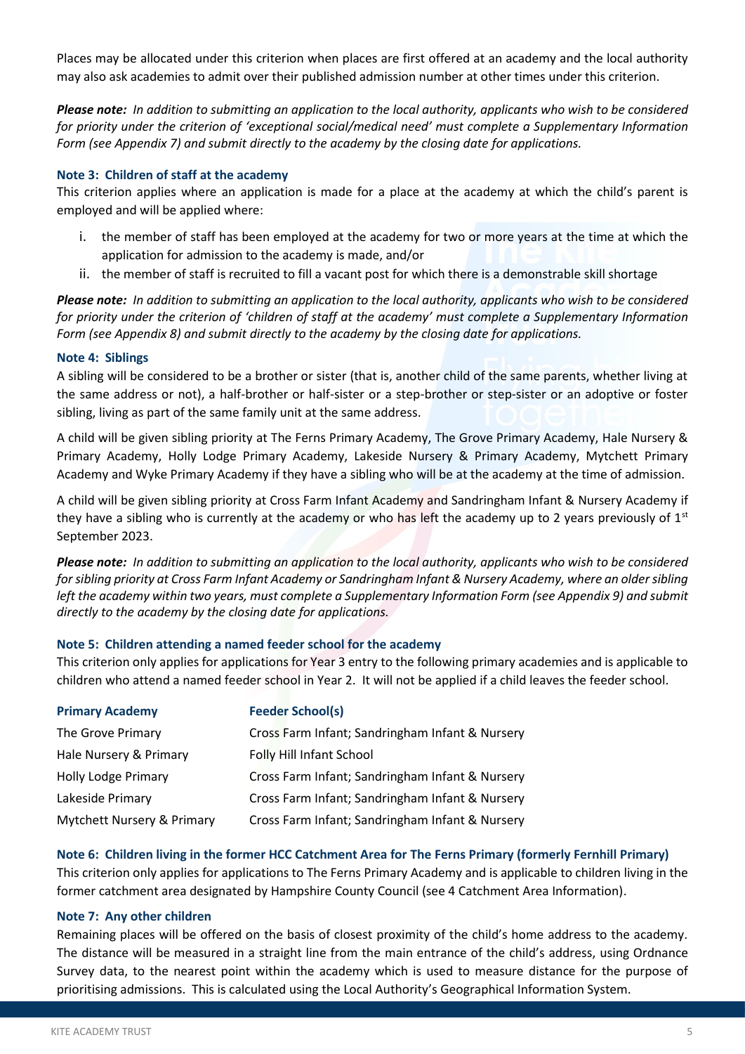Places may be allocated under this criterion when places are first offered at an academy and the local authority may also ask academies to admit over their published admission number at other times under this criterion.

***Please note:*** *In addition to submitting an application to the local authority, applicants who wish to be considered for priority under the criterion of 'exceptional social/medical need' must complete a Supplementary Information Form (see Appendix 7) and submit directly to the academy by the closing date for applications.*

### Note 3: Children of staff at the academy

This criterion applies where an application is made for a place at the academy at which the child's parent is employed and will be applied where:

i. the member of staff has been employed at the academy for two or more years at the time at which the application for admission to the academy is made, and/or
ii. the member of staff is recruited to fill a vacant post for which there is a demonstrable skill shortage

***Please note:*** *In addition to submitting an application to the local authority, applicants who wish to be considered for priority under the criterion of 'children of staff at the academy' must complete a Supplementary Information Form (see Appendix 8) and submit directly to the academy by the closing date for applications.*

### Note 4: Siblings

A sibling will be considered to be a brother or sister (that is, another child of the same parents, whether living at the same address or not), a half-brother or half-sister or a step-brother or step-sister or an adoptive or foster sibling, living as part of the same family unit at the same address.

A child will be given sibling priority at The Ferns Primary Academy, The Grove Primary Academy, Hale Nursery & Primary Academy, Holly Lodge Primary Academy, Lakeside Nursery & Primary Academy, Mytchett Primary Academy and Wyke Primary Academy if they have a sibling who will be at the academy at the time of admission.

A child will be given sibling priority at Cross Farm Infant Academy and Sandringham Infant & Nursery Academy if they have a sibling who is currently at the academy or who has left the academy up to 2 years previously of 1st September 2023.

***Please note:*** *In addition to submitting an application to the local authority, applicants who wish to be considered for sibling priority at Cross Farm Infant Academy or Sandringham Infant & Nursery Academy, where an older sibling left the academy within two years, must complete a Supplementary Information Form (see Appendix 9) and submit directly to the academy by the closing date for applications.*

### Note 5: Children attending a named feeder school for the academy

This criterion only applies for applications for Year 3 entry to the following primary academies and is applicable to children who attend a named feeder school in Year 2. It will not be applied if a child leaves the feeder school.

| Primary Academy | Feeder School(s) |
|---|---|
| The Grove Primary | Cross Farm Infant; Sandringham Infant & Nursery |
| Hale Nursery & Primary | Folly Hill Infant School |
| Holly Lodge Primary | Cross Farm Infant; Sandringham Infant & Nursery |
| Lakeside Primary | Cross Farm Infant; Sandringham Infant & Nursery |
| Mytchett Nursery & Primary | Cross Farm Infant; Sandringham Infant & Nursery |

### Note 6: Children living in the former HCC Catchment Area for The Ferns Primary (formerly Fernhill Primary)

This criterion only applies for applications to The Ferns Primary Academy and is applicable to children living in the former catchment area designated by Hampshire County Council (see 4 Catchment Area Information).

### Note 7: Any other children

Remaining places will be offered on the basis of closest proximity of the child's home address to the academy. The distance will be measured in a straight line from the main entrance of the child's address, using Ordnance Survey data, to the nearest point within the academy which is used to measure distance for the purpose of prioritising admissions. This is calculated using the Local Authority's Geographical Information System.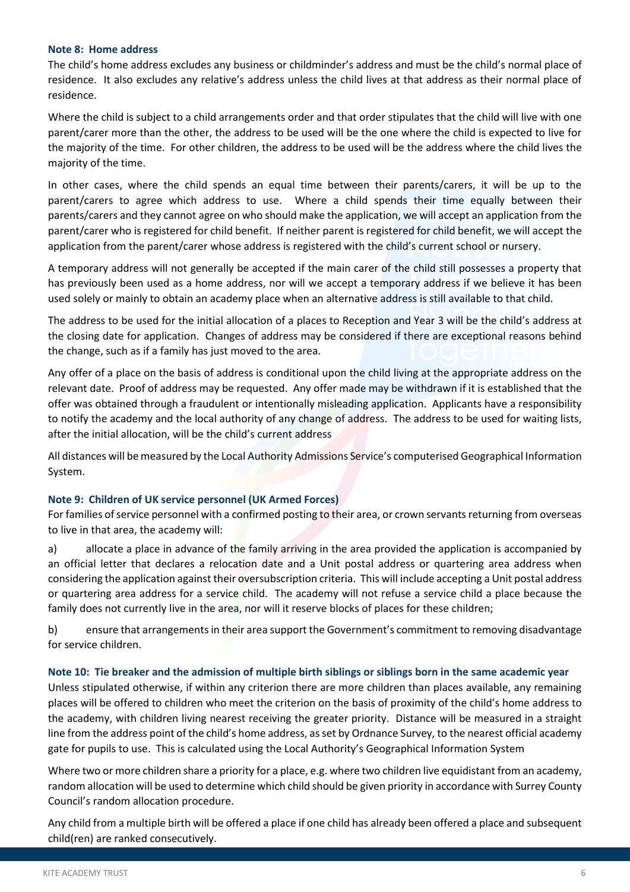### Note 8: Home address

The child's home address excludes any business or childminder's address and must be the child's normal place of residence. It also excludes any relative's address unless the child lives at that address as their normal place of residence.

Where the child is subject to a child arrangements order and that order stipulates that the child will live with one parent/carer more than the other, the address to be used will be the one where the child is expected to live for the majority of the time. For other children, the address to be used will be the address where the child lives the majority of the time.

In other cases, where the child spends an equal time between their parents/carers, it will be up to the parent/carers to agree which address to use. Where a child spends their time equally between their parents/carers and they cannot agree on who should make the application, we will accept an application from the parent/carer who is registered for child benefit. If neither parent is registered for child benefit, we will accept the application from the parent/carer whose address is registered with the child's current school or nursery.

A temporary address will not generally be accepted if the main carer of the child still possesses a property that has previously been used as a home address, nor will we accept a temporary address if we believe it has been used solely or mainly to obtain an academy place when an alternative address is still available to that child.

The address to be used for the initial allocation of a places to Reception and Year 3 will be the child's address at the closing date for application. Changes of address may be considered if there are exceptional reasons behind the change, such as if a family has just moved to the area.

Any offer of a place on the basis of address is conditional upon the child living at the appropriate address on the relevant date. Proof of address may be requested. Any offer made may be withdrawn if it is established that the offer was obtained through a fraudulent or intentionally misleading application. Applicants have a responsibility to notify the academy and the local authority of any change of address. The address to be used for waiting lists, after the initial allocation, will be the child's current address

All distances will be measured by the Local Authority Admissions Service's computerised Geographical Information System.

### Note 9: Children of UK service personnel (UK Armed Forces)

For families of service personnel with a confirmed posting to their area, or crown servants returning from overseas to live in that area, the academy will:

a) allocate a place in advance of the family arriving in the area provided the application is accompanied by an official letter that declares a relocation date and a Unit postal address or quartering area address when considering the application against their oversubscription criteria. This will include accepting a Unit postal address or quartering area address for a service child. The academy will not refuse a service child a place because the family does not currently live in the area, nor will it reserve blocks of places for these children;

b) ensure that arrangements in their area support the Government's commitment to removing disadvantage for service children.

### Note 10: Tie breaker and the admission of multiple birth siblings or siblings born in the same academic year

Unless stipulated otherwise, if within any criterion there are more children than places available, any remaining places will be offered to children who meet the criterion on the basis of proximity of the child's home address to the academy, with children living nearest receiving the greater priority. Distance will be measured in a straight line from the address point of the child's home address, as set by Ordnance Survey, to the nearest official academy gate for pupils to use. This is calculated using the Local Authority's Geographical Information System

Where two or more children share a priority for a place, e.g. where two children live equidistant from an academy, random allocation will be used to determine which child should be given priority in accordance with Surrey County Council's random allocation procedure.

Any child from a multiple birth will be offered a place if one child has already been offered a place and subsequent child(ren) are ranked consecutively.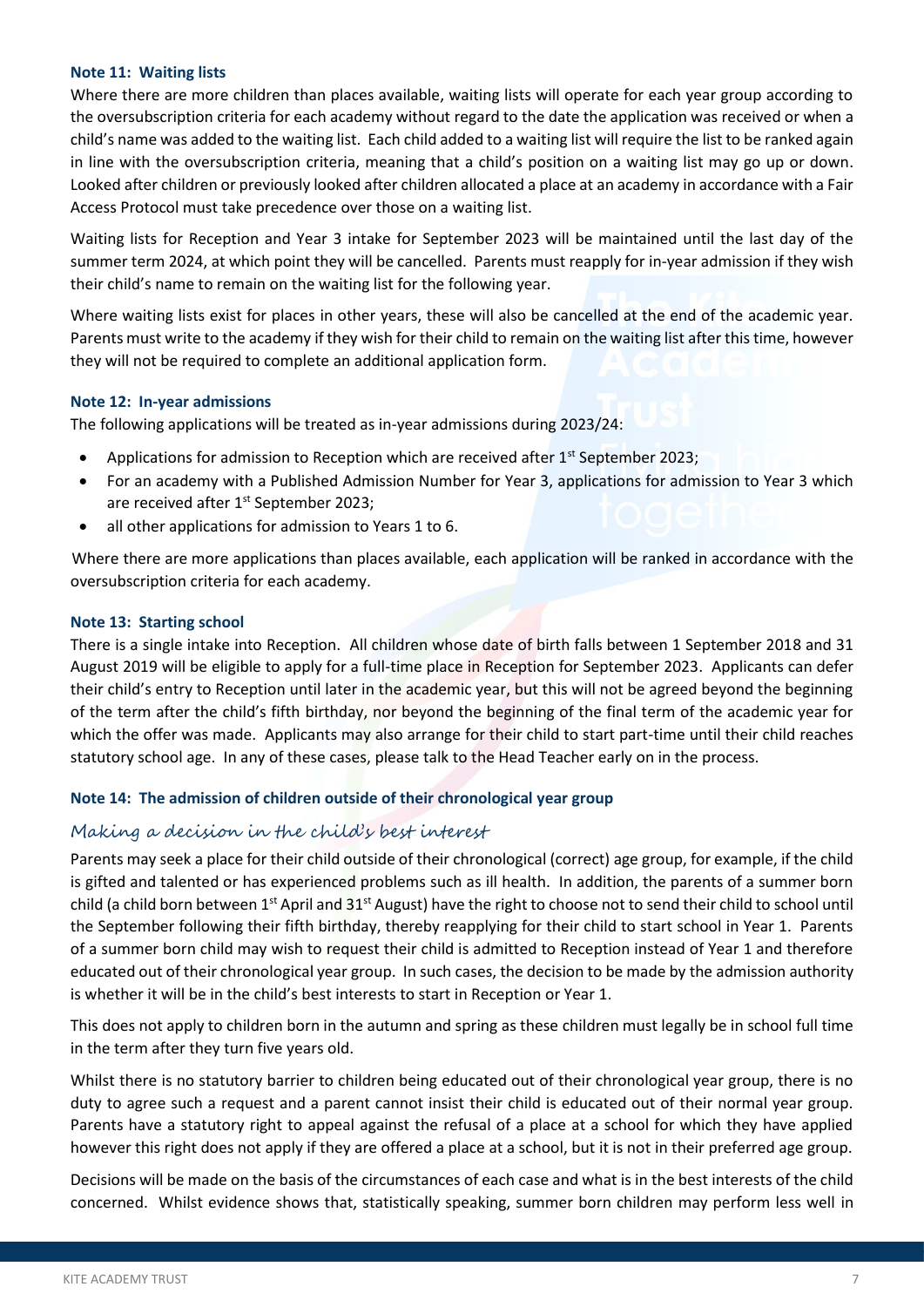#### Note 11: Waiting lists

Where there are more children than places available, waiting lists will operate for each year group according to the oversubscription criteria for each academy without regard to the date the application was received or when a child's name was added to the waiting list. Each child added to a waiting list will require the list to be ranked again in line with the oversubscription criteria, meaning that a child's position on a waiting list may go up or down. Looked after children or previously looked after children allocated a place at an academy in accordance with a Fair Access Protocol must take precedence over those on a waiting list.

Waiting lists for Reception and Year 3 intake for September 2023 will be maintained until the last day of the summer term 2024, at which point they will be cancelled. Parents must reapply for in-year admission if they wish their child's name to remain on the waiting list for the following year.

Where waiting lists exist for places in other years, these will also be cancelled at the end of the academic year. Parents must write to the academy if they wish for their child to remain on the waiting list after this time, however they will not be required to complete an additional application form.

#### Note 12: In-year admissions

The following applications will be treated as in-year admissions during 2023/24:

- Applications for admission to Reception which are received after 1st September 2023;
- For an academy with a Published Admission Number for Year 3, applications for admission to Year 3 which are received after 1st September 2023;
- all other applications for admission to Years 1 to 6.

Where there are more applications than places available, each application will be ranked in accordance with the oversubscription criteria for each academy.

#### Note 13: Starting school

There is a single intake into Reception. All children whose date of birth falls between 1 September 2018 and 31 August 2019 will be eligible to apply for a full-time place in Reception for September 2023. Applicants can defer their child's entry to Reception until later in the academic year, but this will not be agreed beyond the beginning of the term after the child's fifth birthday, nor beyond the beginning of the final term of the academic year for which the offer was made. Applicants may also arrange for their child to start part-time until their child reaches statutory school age. In any of these cases, please talk to the Head Teacher early on in the process.

#### Note 14: The admission of children outside of their chronological year group

##### *Making a decision in the child's best interest*

Parents may seek a place for their child outside of their chronological (correct) age group, for example, if the child is gifted and talented or has experienced problems such as ill health. In addition, the parents of a summer born child (a child born between 1st April and 31st August) have the right to choose not to send their child to school until the September following their fifth birthday, thereby reapplying for their child to start school in Year 1. Parents of a summer born child may wish to request their child is admitted to Reception instead of Year 1 and therefore educated out of their chronological year group. In such cases, the decision to be made by the admission authority is whether it will be in the child's best interests to start in Reception or Year 1.

This does not apply to children born in the autumn and spring as these children must legally be in school full time in the term after they turn five years old.

Whilst there is no statutory barrier to children being educated out of their chronological year group, there is no duty to agree such a request and a parent cannot insist their child is educated out of their normal year group. Parents have a statutory right to appeal against the refusal of a place at a school for which they have applied however this right does not apply if they are offered a place at a school, but it is not in their preferred age group.

Decisions will be made on the basis of the circumstances of each case and what is in the best interests of the child concerned. Whilst evidence shows that, statistically speaking, summer born children may perform less well in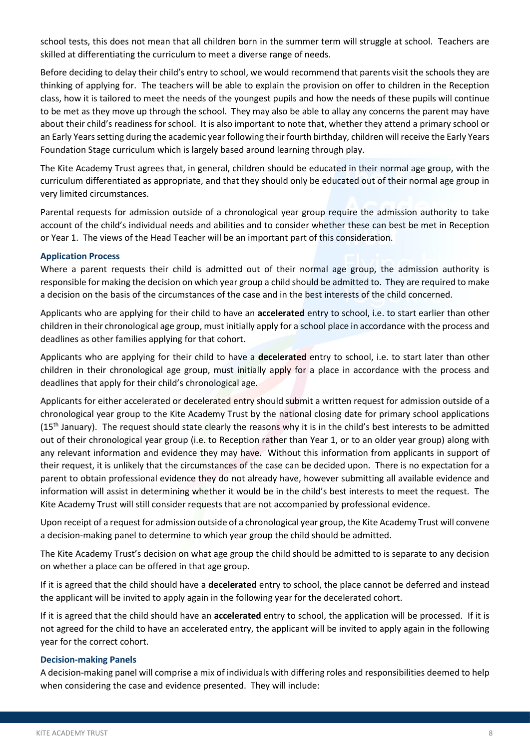school tests, this does not mean that all children born in the summer term will struggle at school. Teachers are skilled at differentiating the curriculum to meet a diverse range of needs.

Before deciding to delay their child's entry to school, we would recommend that parents visit the schools they are thinking of applying for. The teachers will be able to explain the provision on offer to children in the Reception class, how it is tailored to meet the needs of the youngest pupils and how the needs of these pupils will continue to be met as they move up through the school. They may also be able to allay any concerns the parent may have about their child's readiness for school. It is also important to note that, whether they attend a primary school or an Early Years setting during the academic year following their fourth birthday, children will receive the Early Years Foundation Stage curriculum which is largely based around learning through play.

The Kite Academy Trust agrees that, in general, children should be educated in their normal age group, with the curriculum differentiated as appropriate, and that they should only be educated out of their normal age group in very limited circumstances.

Parental requests for admission outside of a chronological year group require the admission authority to take account of the child's individual needs and abilities and to consider whether these can best be met in Reception or Year 1. The views of the Head Teacher will be an important part of this consideration.

### Application Process

Where a parent requests their child is admitted out of their normal age group, the admission authority is responsible for making the decision on which year group a child should be admitted to. They are required to make a decision on the basis of the circumstances of the case and in the best interests of the child concerned.

Applicants who are applying for their child to have an **accelerated** entry to school, i.e. to start earlier than other children in their chronological age group, must initially apply for a school place in accordance with the process and deadlines as other families applying for that cohort.

Applicants who are applying for their child to have a **decelerated** entry to school, i.e. to start later than other children in their chronological age group, must initially apply for a place in accordance with the process and deadlines that apply for their child's chronological age.

Applicants for either accelerated or decelerated entry should submit a written request for admission outside of a chronological year group to the Kite Academy Trust by the national closing date for primary school applications (15th January). The request should state clearly the reasons why it is in the child's best interests to be admitted out of their chronological year group (i.e. to Reception rather than Year 1, or to an older year group) along with any relevant information and evidence they may have. Without this information from applicants in support of their request, it is unlikely that the circumstances of the case can be decided upon. There is no expectation for a parent to obtain professional evidence they do not already have, however submitting all available evidence and information will assist in determining whether it would be in the child's best interests to meet the request. The Kite Academy Trust will still consider requests that are not accompanied by professional evidence.

Upon receipt of a request for admission outside of a chronological year group, the Kite Academy Trust will convene a decision-making panel to determine to which year group the child should be admitted.

The Kite Academy Trust's decision on what age group the child should be admitted to is separate to any decision on whether a place can be offered in that age group.

If it is agreed that the child should have a **decelerated** entry to school, the place cannot be deferred and instead the applicant will be invited to apply again in the following year for the decelerated cohort.

If it is agreed that the child should have an **accelerated** entry to school, the application will be processed. If it is not agreed for the child to have an accelerated entry, the applicant will be invited to apply again in the following year for the correct cohort.

### Decision-making Panels

A decision-making panel will comprise a mix of individuals with differing roles and responsibilities deemed to help when considering the case and evidence presented. They will include: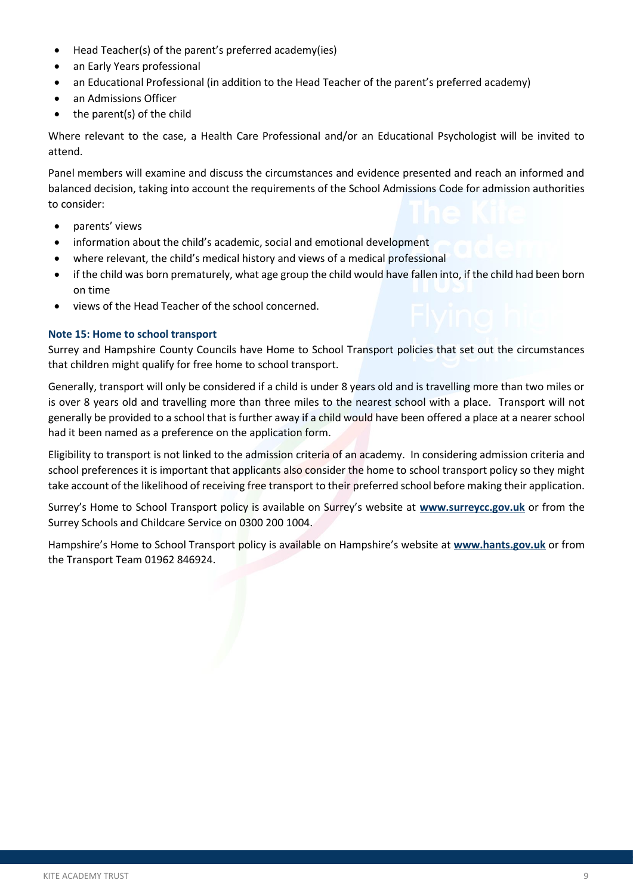- Head Teacher(s) of the parent's preferred academy(ies)
- an Early Years professional
- an Educational Professional (in addition to the Head Teacher of the parent's preferred academy)
- an Admissions Officer
- the parent(s) of the child

Where relevant to the case, a Health Care Professional and/or an Educational Psychologist will be invited to attend.

Panel members will examine and discuss the circumstances and evidence presented and reach an informed and balanced decision, taking into account the requirements of the School Admissions Code for admission authorities to consider:

- parents' views
- information about the child's academic, social and emotional development
- where relevant, the child's medical history and views of a medical professional
- if the child was born prematurely, what age group the child would have fallen into, if the child had been born on time
- views of the Head Teacher of the school concerned.

### Note 15: Home to school transport

Surrey and Hampshire County Councils have Home to School Transport policies that set out the circumstances that children might qualify for free home to school transport.

Generally, transport will only be considered if a child is under 8 years old and is travelling more than two miles or is over 8 years old and travelling more than three miles to the nearest school with a place. Transport will not generally be provided to a school that is further away if a child would have been offered a place at a nearer school had it been named as a preference on the application form.

Eligibility to transport is not linked to the admission criteria of an academy. In considering admission criteria and school preferences it is important that applicants also consider the home to school transport policy so they might take account of the likelihood of receiving free transport to their preferred school before making their application.

Surrey's Home to School Transport policy is available on Surrey's website at **www.surreycc.gov.uk** or from the Surrey Schools and Childcare Service on 0300 200 1004.

Hampshire's Home to School Transport policy is available on Hampshire's website at **www.hants.gov.uk** or from the Transport Team 01962 846924.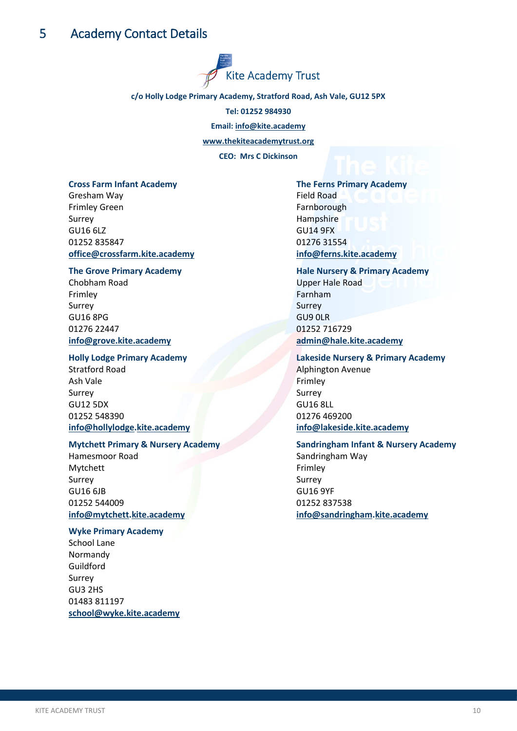# 5 Academy Contact Details

Kite Academy Trust

**c/o Holly Lodge Primary Academy, Stratford Road, Ash Vale, GU12 5PX**

**Tel: 01252 984930**

**Email: info@kite.academy**

**www.thekiteacademytrust.org**

**CEO: Mrs C Dickinson**

**Cross Farm Infant Academy**
Gresham Way
Frimley Green
Surrey
GU16 6LZ
01252 835847
**office@crossfarm.kite.academy**

**The Grove Primary Academy**
Chobham Road
Frimley
Surrey
GU16 8PG
01276 22447
**info@grove.kite.academy**

**Holly Lodge Primary Academy**
Stratford Road
Ash Vale
Surrey
GU12 5DX
01252 548390
**info@hollylodge.kite.academy**

**Mytchett Primary & Nursery Academy**
Hamesmoor Road
Mytchett
Surrey
GU16 6JB
01252 544009
**info@mytchett.kite.academy**

**Wyke Primary Academy**
School Lane
Normandy
Guildford
Surrey
GU3 2HS
01483 811197
**school@wyke.kite.academy**

**The Ferns Primary Academy**
Field Road
Farnborough
Hampshire
GU14 9FX
01276 31554
**info@ferns.kite.academy**

**Hale Nursery & Primary Academy**
Upper Hale Road
Farnham
Surrey
GU9 0LR
01252 716729
**admin@hale.kite.academy**

**Lakeside Nursery & Primary Academy**
Alphington Avenue
Frimley
Surrey
GU16 8LL
01276 469200
**info@lakeside.kite.academy**

**Sandringham Infant & Nursery Academy**
Sandringham Way
Frimley
Surrey
GU16 9YF
01252 837538
**info@sandringham.kite.academy**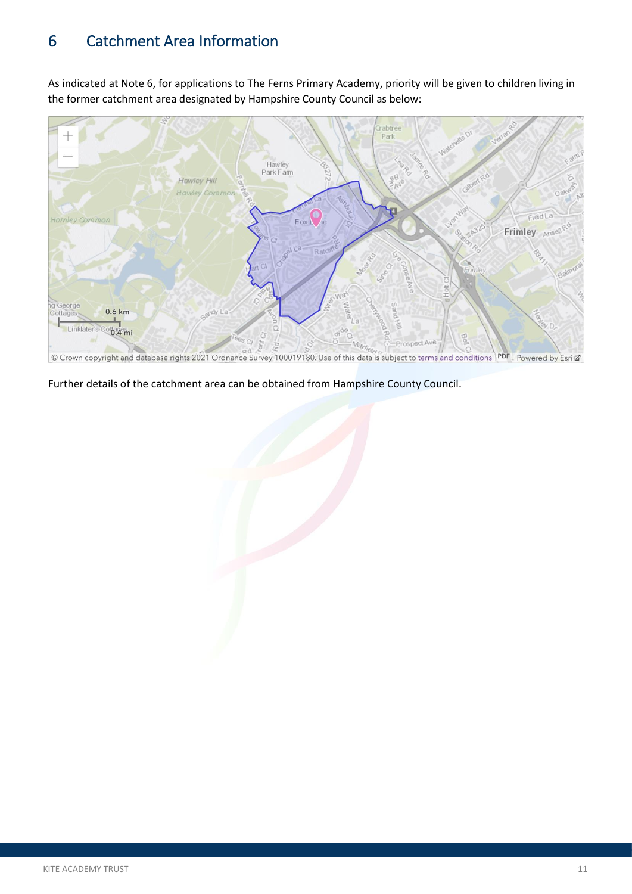# 6 Catchment Area Information

As indicated at Note 6, for applications to The Ferns Primary Academy, priority will be given to children living in the former catchment area designated by Hampshire County Council as below:

Further details of the catchment area can be obtained from Hampshire County Council.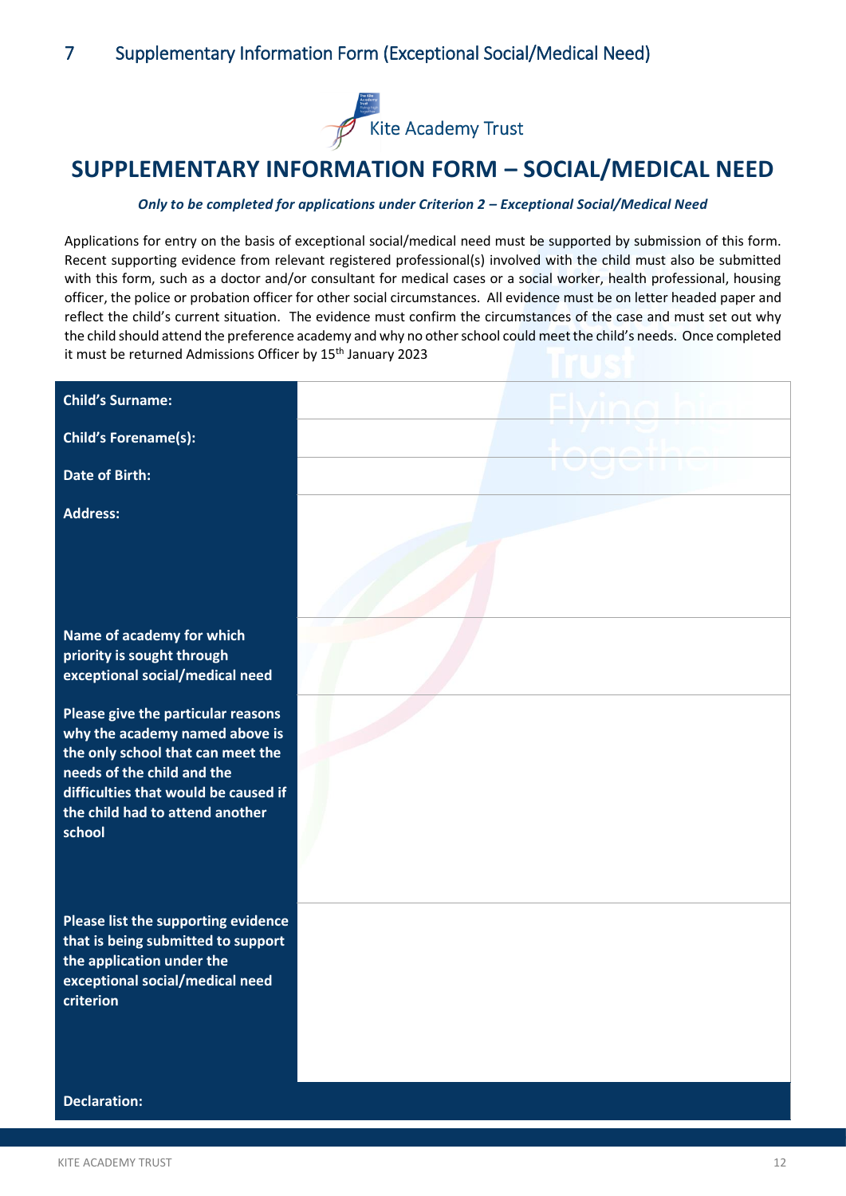## 7 Supplementary Information Form (Exceptional Social/Medical Need)

Kite Academy Trust

# SUPPLEMENTARY INFORMATION FORM – SOCIAL/MEDICAL NEED

***Only to be completed for applications under Criterion 2 – Exceptional Social/Medical Need***

Applications for entry on the basis of exceptional social/medical need must be supported by submission of this form. Recent supporting evidence from relevant registered professional(s) involved with the child must also be submitted with this form, such as a doctor and/or consultant for medical cases or a social worker, health professional, housing officer, the police or probation officer for other social circumstances. All evidence must be on letter headed paper and reflect the child's current situation. The evidence must confirm the circumstances of the case and must set out why the child should attend the preference academy and why no other school could meet the child's needs. Once completed it must be returned Admissions Officer by 15th January 2023

| | |
|---|---|
| **Child's Surname:** | |
| **Child's Forename(s):** | |
| **Date of Birth:** | |
| **Address:** | |
| **Name of academy for which priority is sought through exceptional social/medical need** | |
| **Please give the particular reasons why the academy named above is the only school that can meet the needs of the child and the difficulties that would be caused if the child had to attend another school** | |
| **Please list the supporting evidence that is being submitted to support the application under the exceptional social/medical need criterion** | |
| **Declaration:** | |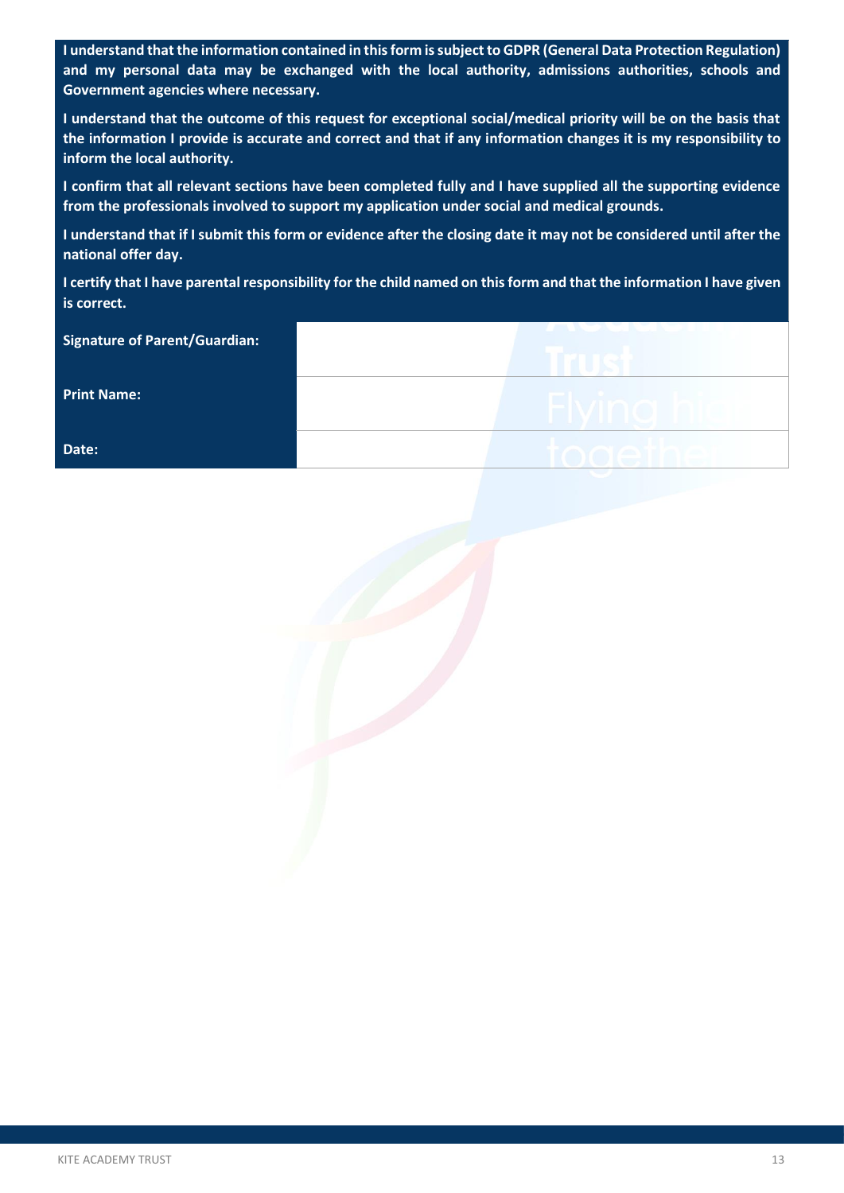**I understand that the information contained in this form is subject to GDPR (General Data Protection Regulation) and my personal data may be exchanged with the local authority, admissions authorities, schools and Government agencies where necessary.**

**I understand that the outcome of this request for exceptional social/medical priority will be on the basis that the information I provide is accurate and correct and that if any information changes it is my responsibility to inform the local authority.**

**I confirm that all relevant sections have been completed fully and I have supplied all the supporting evidence from the professionals involved to support my application under social and medical grounds.**

**I understand that if I submit this form or evidence after the closing date it may not be considered until after the national offer day.**

**I certify that I have parental responsibility for the child named on this form and that the information I have given is correct.**

| | |
|---|---|
| **Signature of Parent/Guardian:** | |
| **Print Name:** | |
| **Date:** | |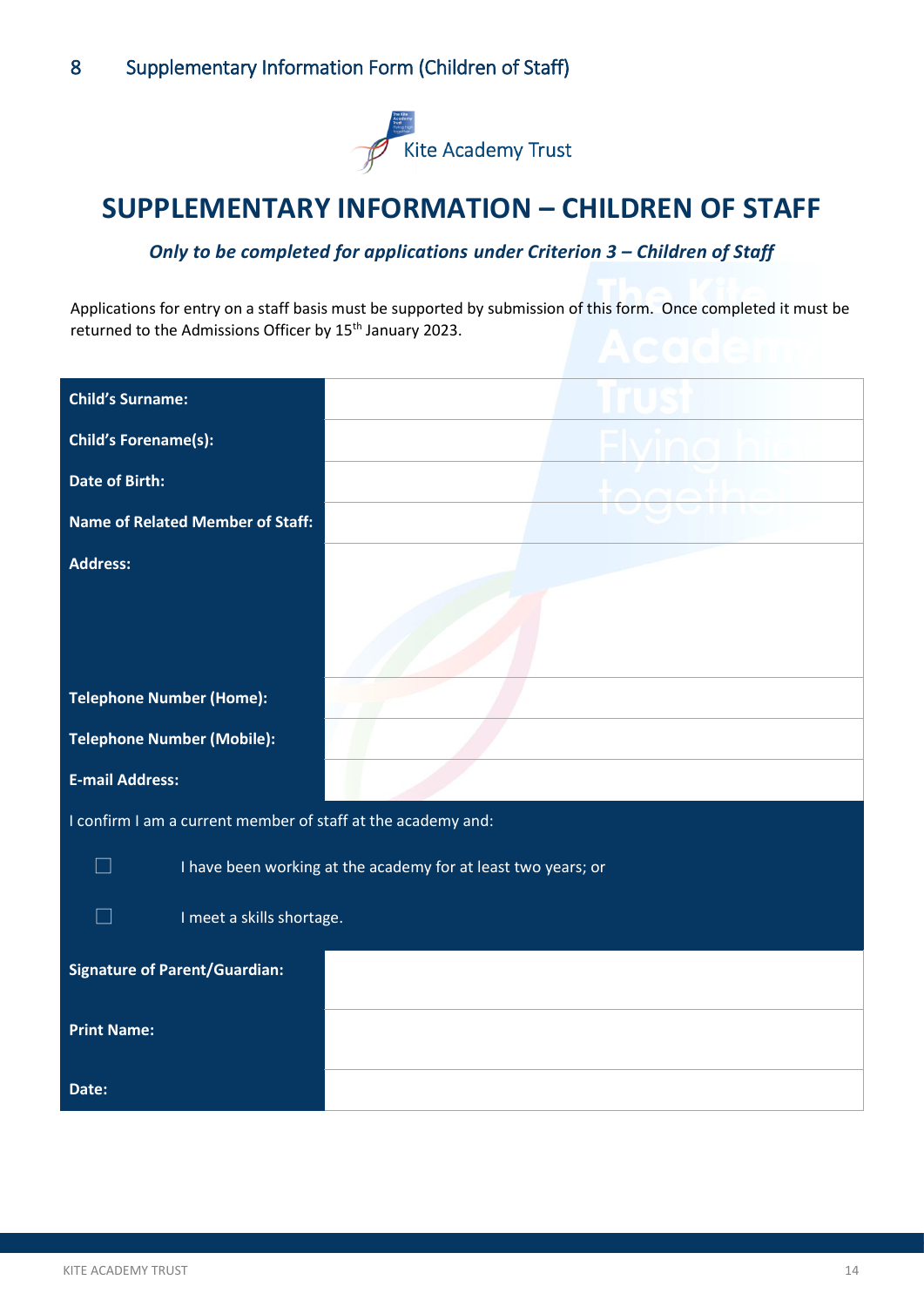## 8 Supplementary Information Form (Children of Staff)

Kite Academy Trust

# SUPPLEMENTARY INFORMATION – CHILDREN OF STAFF

***Only to be completed for applications under Criterion 3 – Children of Staff***

Applications for entry on a staff basis must be supported by submission of this form. Once completed it must be returned to the Admissions Officer by 15th January 2023.

| | |
|---|---|
| **Child's Surname:** | |
| **Child's Forename(s):** | |
| **Date of Birth:** | |
| **Name of Related Member of Staff:** | |
| **Address:** | |
| **Telephone Number (Home):** | |
| **Telephone Number (Mobile):** | |
| **E-mail Address:** | |

I confirm I am a current member of staff at the academy and:

- ☐ I have been working at the academy for at least two years; or
- ☐ I meet a skills shortage.

| | |
|---|---|
| **Signature of Parent/Guardian:** | |
| **Print Name:** | |
| **Date:** | |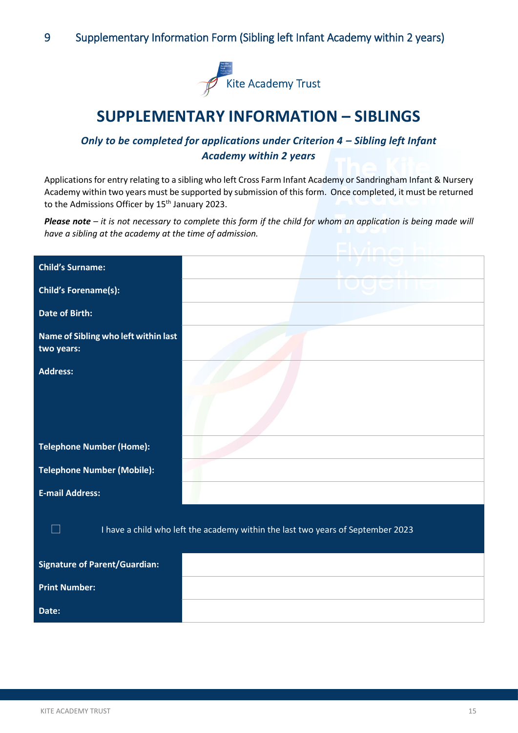## 9 Supplementary Information Form (Sibling left Infant Academy within 2 years)

Kite Academy Trust

# SUPPLEMENTARY INFORMATION – SIBLINGS

***Only to be completed for applications under Criterion 4 – Sibling left Infant Academy within 2 years***

Applications for entry relating to a sibling who left Cross Farm Infant Academy or Sandringham Infant & Nursery Academy within two years must be supported by submission of this form. Once completed, it must be returned to the Admissions Officer by 15th January 2023.

***Please note** – it is not necessary to complete this form if the child for whom an application is being made will have a sibling at the academy at the time of admission.*

| | |
|---|---|
| **Child's Surname:** | |
| **Child's Forename(s):** | |
| **Date of Birth:** | |
| **Name of Sibling who left within last two years:** | |
| **Address:** | |
| **Telephone Number (Home):** | |
| **Telephone Number (Mobile):** | |
| **E-mail Address:** | |

☐ I have a child who left the academy within the last two years of September 2023

| | |
|---|---|
| **Signature of Parent/Guardian:** | |
| **Print Number:** | |
| **Date:** | |